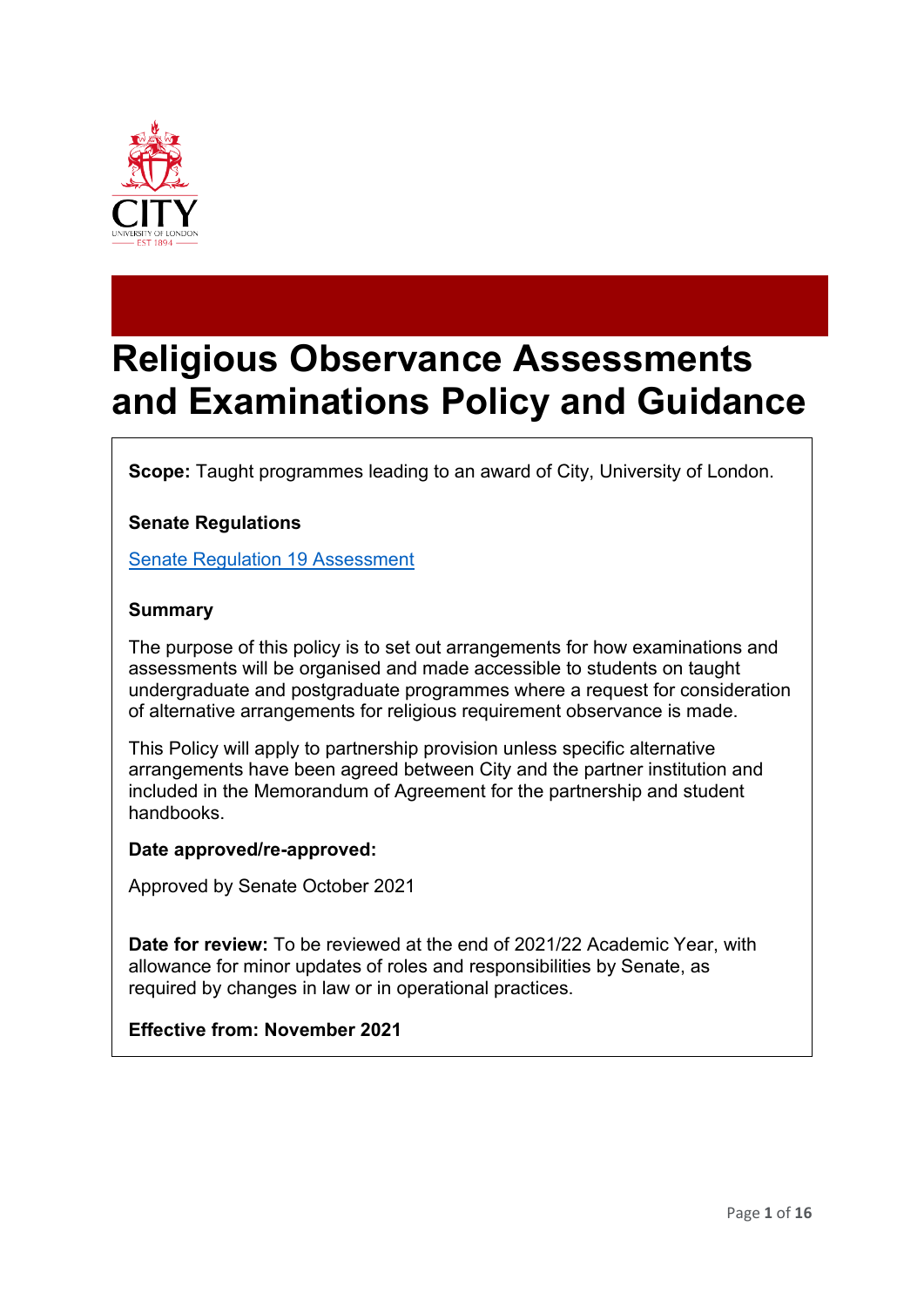# Religious Observance Assessments and Examinations Policy and Guidance

**Scope:** Taught programmes leading to an award of City, University of London.

**Senate Regulations**

[Senate Regulation 19 Assessment]

**Summary**

The purpose of this policy is to set out arrangements for how examinations and assessments will be organised and made accessible to students on taught undergraduate and postgraduate programmes where a request for consideration of alternative arrangements for religious requirement observance is made.

This Policy will apply to partnership provision unless specific alternative arrangements have been agreed between City and the partner institution and included in the Memorandum of Agreement for the partnership and student handbooks.

**Date approved/re-approved:**

Approved by Senate October 2021

**Date for review:** To be reviewed at the end of 2021/22 Academic Year, with allowance for minor updates of roles and responsibilities by Senate, as required by changes in law or in operational practices.

**Effective from: November 2021**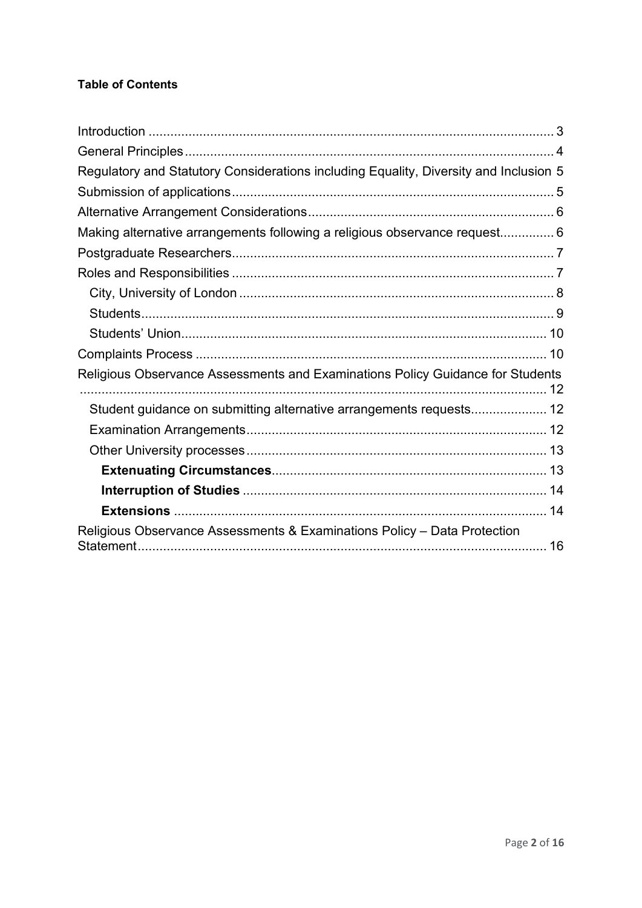**Table of Contents**

- Introduction ... 3
- General Principles ... 4
- Regulatory and Statutory Considerations including Equality, Diversity and Inclusion 5
- Submission of applications ... 5
- Alternative Arrangement Considerations ... 6
- Making alternative arrangements following a religious observance request ... 6
- Postgraduate Researchers ... 7
- Roles and Responsibilities ... 7
  - City, University of London ... 8
  - Students ... 9
  - Students' Union ... 10
- Complaints Process ... 10
- Religious Observance Assessments and Examinations Policy Guidance for Students ... 12
  - Student guidance on submitting alternative arrangements requests ... 12
  - Examination Arrangements ... 12
  - Other University processes ... 13
    - **Extenuating Circumstances** ... 13
    - **Interruption of Studies** ... 14
    - **Extensions** ... 14
- Religious Observance Assessments & Examinations Policy – Data Protection Statement ... 16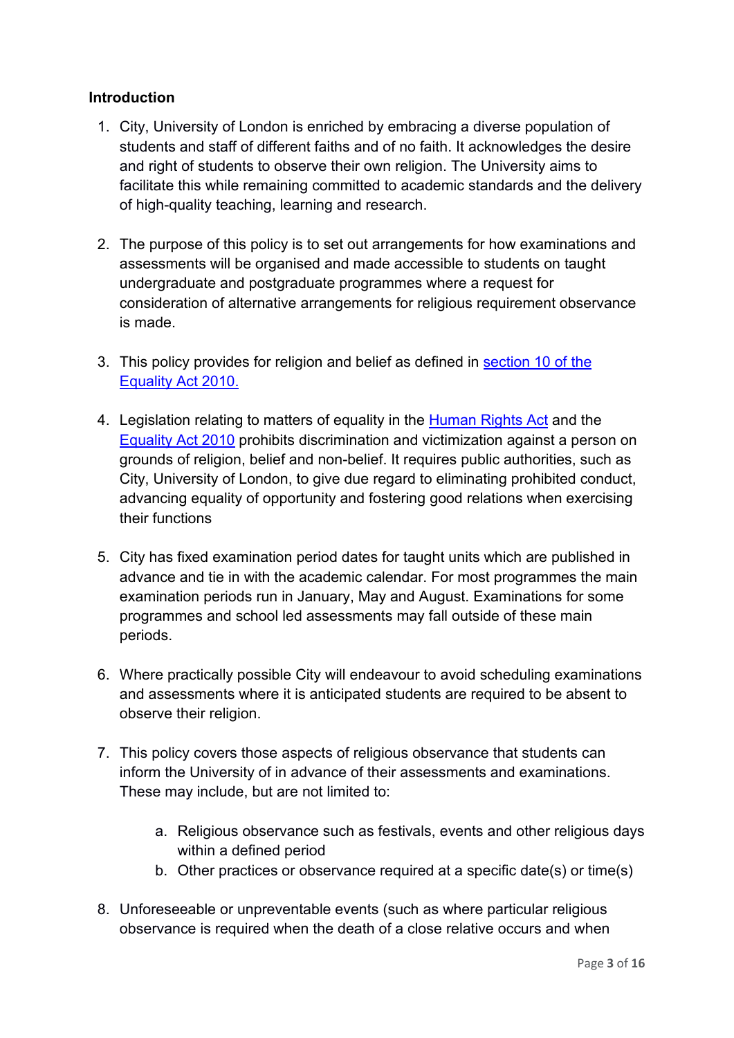## Introduction

1. City, University of London is enriched by embracing a diverse population of students and staff of different faiths and of no faith. It acknowledges the desire and right of students to observe their own religion. The University aims to facilitate this while remaining committed to academic standards and the delivery of high-quality teaching, learning and research.

2. The purpose of this policy is to set out arrangements for how examinations and assessments will be organised and made accessible to students on taught undergraduate and postgraduate programmes where a request for consideration of alternative arrangements for religious requirement observance is made.

3. This policy provides for religion and belief as defined in section 10 of the Equality Act 2010.

4. Legislation relating to matters of equality in the Human Rights Act and the Equality Act 2010 prohibits discrimination and victimization against a person on grounds of religion, belief and non-belief. It requires public authorities, such as City, University of London, to give due regard to eliminating prohibited conduct, advancing equality of opportunity and fostering good relations when exercising their functions

5. City has fixed examination period dates for taught units which are published in advance and tie in with the academic calendar. For most programmes the main examination periods run in January, May and August. Examinations for some programmes and school led assessments may fall outside of these main periods.

6. Where practically possible City will endeavour to avoid scheduling examinations and assessments where it is anticipated students are required to be absent to observe their religion.

7. This policy covers those aspects of religious observance that students can inform the University of in advance of their assessments and examinations. These may include, but are not limited to:

    a. Religious observance such as festivals, events and other religious days within a defined period
    b. Other practices or observance required at a specific date(s) or time(s)

8. Unforeseeable or unpreventable events (such as where particular religious observance is required when the death of a close relative occurs and when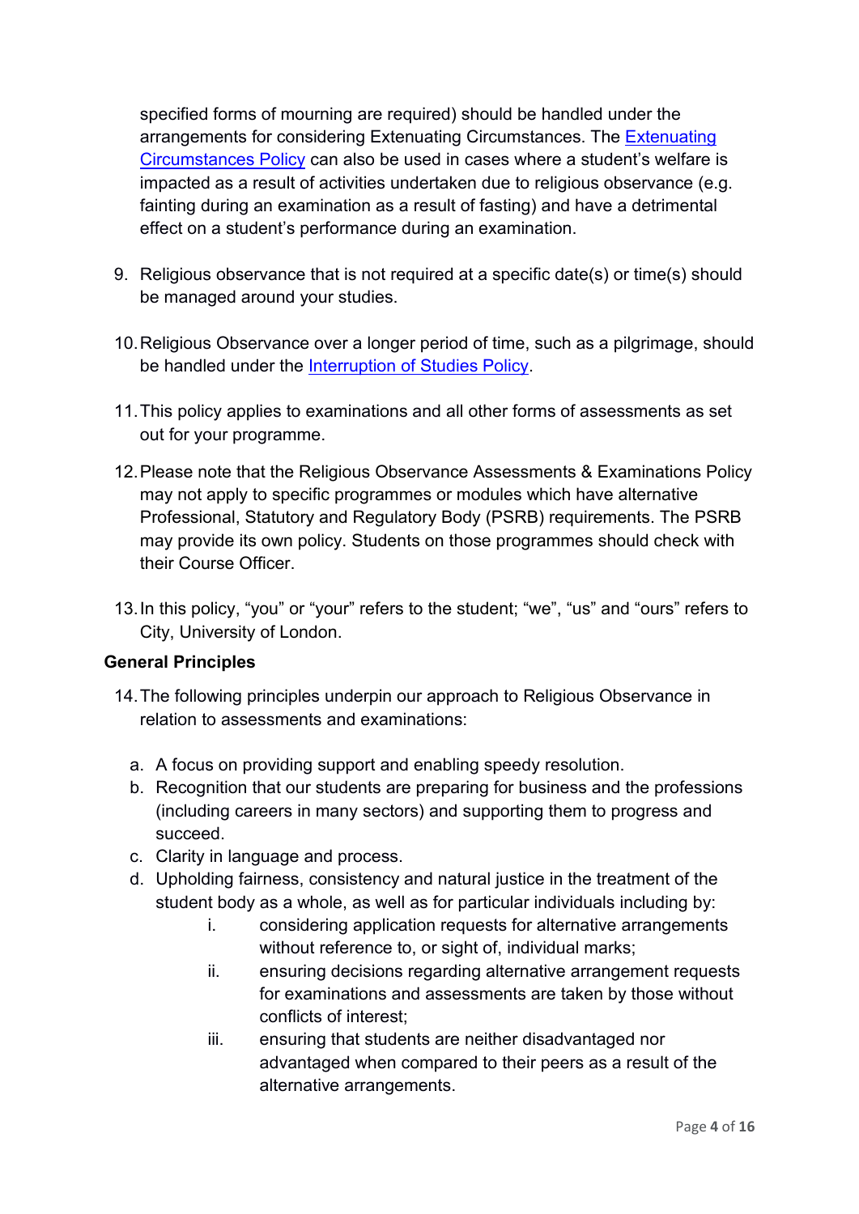specified forms of mourning are required) should be handled under the arrangements for considering Extenuating Circumstances. The [Extenuating Circumstances Policy] can also be used in cases where a student's welfare is impacted as a result of activities undertaken due to religious observance (e.g. fainting during an examination as a result of fasting) and have a detrimental effect on a student's performance during an examination.

9. Religious observance that is not required at a specific date(s) or time(s) should be managed around your studies.

10. Religious Observance over a longer period of time, such as a pilgrimage, should be handled under the [Interruption of Studies Policy].

11. This policy applies to examinations and all other forms of assessments as set out for your programme.

12. Please note that the Religious Observance Assessments & Examinations Policy may not apply to specific programmes or modules which have alternative Professional, Statutory and Regulatory Body (PSRB) requirements. The PSRB may provide its own policy. Students on those programmes should check with their Course Officer.

13. In this policy, "you" or "your" refers to the student; "we", "us" and "ours" refers to City, University of London.

**General Principles**

14. The following principles underpin our approach to Religious Observance in relation to assessments and examinations:

   a. A focus on providing support and enabling speedy resolution.
   b. Recognition that our students are preparing for business and the professions (including careers in many sectors) and supporting them to progress and succeed.
   c. Clarity in language and process.
   d. Upholding fairness, consistency and natural justice in the treatment of the student body as a whole, as well as for particular individuals including by:
      i. considering application requests for alternative arrangements without reference to, or sight of, individual marks;
      ii. ensuring decisions regarding alternative arrangement requests for examinations and assessments are taken by those without conflicts of interest;
      iii. ensuring that students are neither disadvantaged nor advantaged when compared to their peers as a result of the alternative arrangements.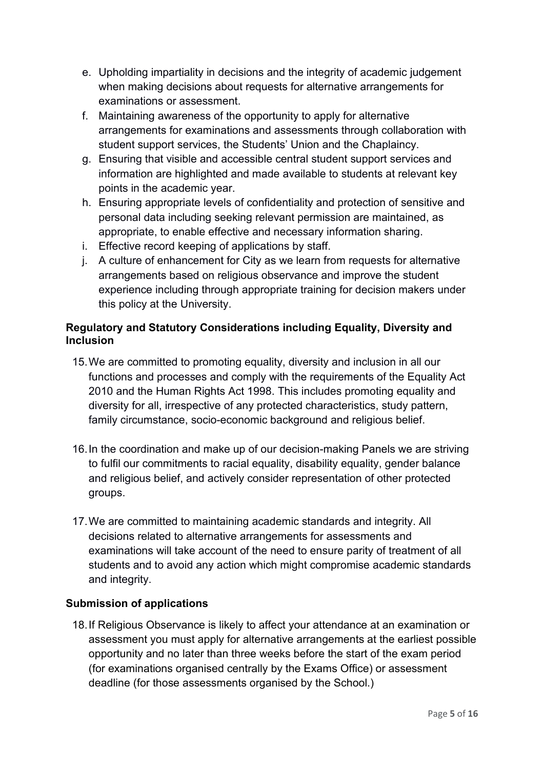e. Upholding impartiality in decisions and the integrity of academic judgement when making decisions about requests for alternative arrangements for examinations or assessment.
f. Maintaining awareness of the opportunity to apply for alternative arrangements for examinations and assessments through collaboration with student support services, the Students' Union and the Chaplaincy.
g. Ensuring that visible and accessible central student support services and information are highlighted and made available to students at relevant key points in the academic year.
h. Ensuring appropriate levels of confidentiality and protection of sensitive and personal data including seeking relevant permission are maintained, as appropriate, to enable effective and necessary information sharing.
i. Effective record keeping of applications by staff.
j. A culture of enhancement for City as we learn from requests for alternative arrangements based on religious observance and improve the student experience including through appropriate training for decision makers under this policy at the University.

**Regulatory and Statutory Considerations including Equality, Diversity and Inclusion**

15. We are committed to promoting equality, diversity and inclusion in all our functions and processes and comply with the requirements of the Equality Act 2010 and the Human Rights Act 1998. This includes promoting equality and diversity for all, irrespective of any protected characteristics, study pattern, family circumstance, socio-economic background and religious belief.

16. In the coordination and make up of our decision-making Panels we are striving to fulfil our commitments to racial equality, disability equality, gender balance and religious belief, and actively consider representation of other protected groups.

17. We are committed to maintaining academic standards and integrity. All decisions related to alternative arrangements for assessments and examinations will take account of the need to ensure parity of treatment of all students and to avoid any action which might compromise academic standards and integrity.

**Submission of applications**

18. If Religious Observance is likely to affect your attendance at an examination or assessment you must apply for alternative arrangements at the earliest possible opportunity and no later than three weeks before the start of the exam period (for examinations organised centrally by the Exams Office) or assessment deadline (for those assessments organised by the School.)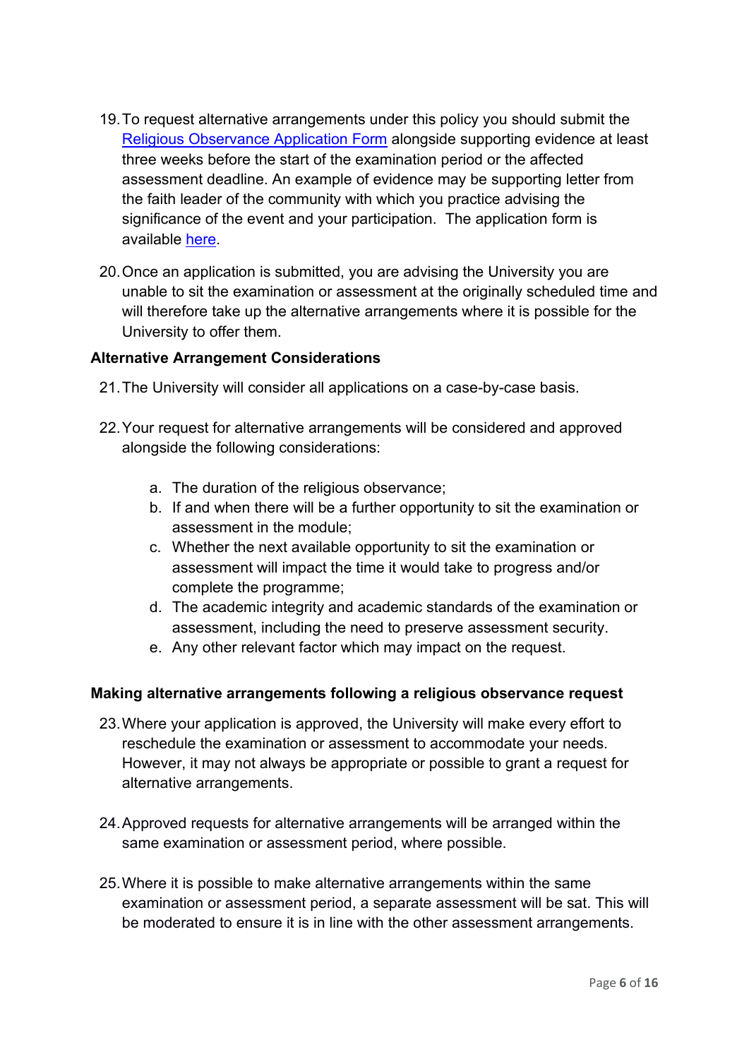19. To request alternative arrangements under this policy you should submit the Religious Observance Application Form alongside supporting evidence at least three weeks before the start of the examination period or the affected assessment deadline. An example of evidence may be supporting letter from the faith leader of the community with which you practice advising the significance of the event and your participation. The application form is available here.

20. Once an application is submitted, you are advising the University you are unable to sit the examination or assessment at the originally scheduled time and will therefore take up the alternative arrangements where it is possible for the University to offer them.

**Alternative Arrangement Considerations**

21. The University will consider all applications on a case-by-case basis.

22. Your request for alternative arrangements will be considered and approved alongside the following considerations:

    a. The duration of the religious observance;
    b. If and when there will be a further opportunity to sit the examination or assessment in the module;
    c. Whether the next available opportunity to sit the examination or assessment will impact the time it would take to progress and/or complete the programme;
    d. The academic integrity and academic standards of the examination or assessment, including the need to preserve assessment security.
    e. Any other relevant factor which may impact on the request.

**Making alternative arrangements following a religious observance request**

23. Where your application is approved, the University will make every effort to reschedule the examination or assessment to accommodate your needs. However, it may not always be appropriate or possible to grant a request for alternative arrangements.

24. Approved requests for alternative arrangements will be arranged within the same examination or assessment period, where possible.

25. Where it is possible to make alternative arrangements within the same examination or assessment period, a separate assessment will be sat. This will be moderated to ensure it is in line with the other assessment arrangements.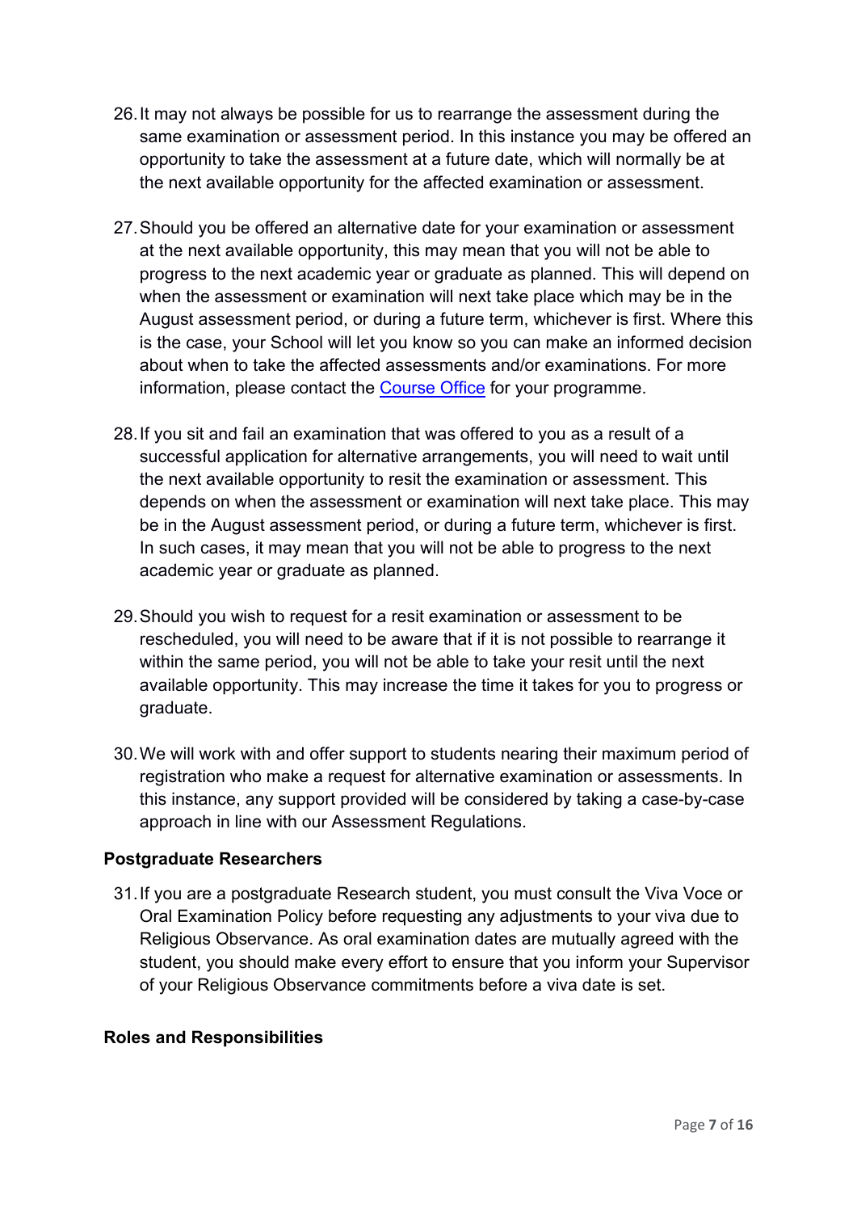26. It may not always be possible for us to rearrange the assessment during the same examination or assessment period. In this instance you may be offered an opportunity to take the assessment at a future date, which will normally be at the next available opportunity for the affected examination or assessment.

27. Should you be offered an alternative date for your examination or assessment at the next available opportunity, this may mean that you will not be able to progress to the next academic year or graduate as planned. This will depend on when the assessment or examination will next take place which may be in the August assessment period, or during a future term, whichever is first. Where this is the case, your School will let you know so you can make an informed decision about when to take the affected assessments and/or examinations. For more information, please contact the Course Office for your programme.

28. If you sit and fail an examination that was offered to you as a result of a successful application for alternative arrangements, you will need to wait until the next available opportunity to resit the examination or assessment. This depends on when the assessment or examination will next take place. This may be in the August assessment period, or during a future term, whichever is first. In such cases, it may mean that you will not be able to progress to the next academic year or graduate as planned.

29. Should you wish to request for a resit examination or assessment to be rescheduled, you will need to be aware that if it is not possible to rearrange it within the same period, you will not be able to take your resit until the next available opportunity. This may increase the time it takes for you to progress or graduate.

30. We will work with and offer support to students nearing their maximum period of registration who make a request for alternative examination or assessments. In this instance, any support provided will be considered by taking a case-by-case approach in line with our Assessment Regulations.

**Postgraduate Researchers**

31. If you are a postgraduate Research student, you must consult the Viva Voce or Oral Examination Policy before requesting any adjustments to your viva due to Religious Observance. As oral examination dates are mutually agreed with the student, you should make every effort to ensure that you inform your Supervisor of your Religious Observance commitments before a viva date is set.

**Roles and Responsibilities**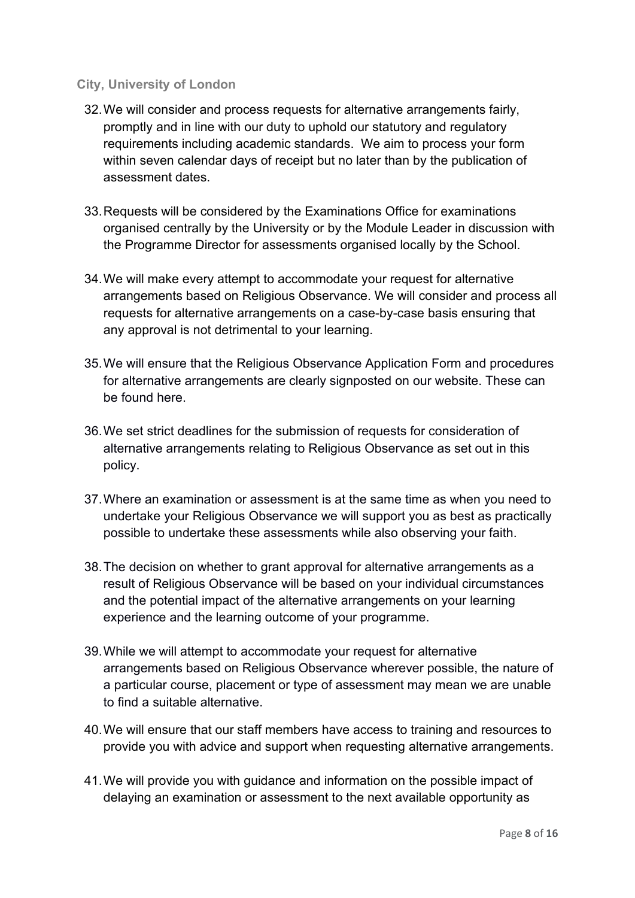### City, University of London

32. We will consider and process requests for alternative arrangements fairly, promptly and in line with our duty to uphold our statutory and regulatory requirements including academic standards. We aim to process your form within seven calendar days of receipt but no later than by the publication of assessment dates.

33. Requests will be considered by the Examinations Office for examinations organised centrally by the University or by the Module Leader in discussion with the Programme Director for assessments organised locally by the School.

34. We will make every attempt to accommodate your request for alternative arrangements based on Religious Observance. We will consider and process all requests for alternative arrangements on a case-by-case basis ensuring that any approval is not detrimental to your learning.

35. We will ensure that the Religious Observance Application Form and procedures for alternative arrangements are clearly signposted on our website. These can be found here.

36. We set strict deadlines for the submission of requests for consideration of alternative arrangements relating to Religious Observance as set out in this policy.

37. Where an examination or assessment is at the same time as when you need to undertake your Religious Observance we will support you as best as practically possible to undertake these assessments while also observing your faith.

38. The decision on whether to grant approval for alternative arrangements as a result of Religious Observance will be based on your individual circumstances and the potential impact of the alternative arrangements on your learning experience and the learning outcome of your programme.

39. While we will attempt to accommodate your request for alternative arrangements based on Religious Observance wherever possible, the nature of a particular course, placement or type of assessment may mean we are unable to find a suitable alternative.

40. We will ensure that our staff members have access to training and resources to provide you with advice and support when requesting alternative arrangements.

41. We will provide you with guidance and information on the possible impact of delaying an examination or assessment to the next available opportunity as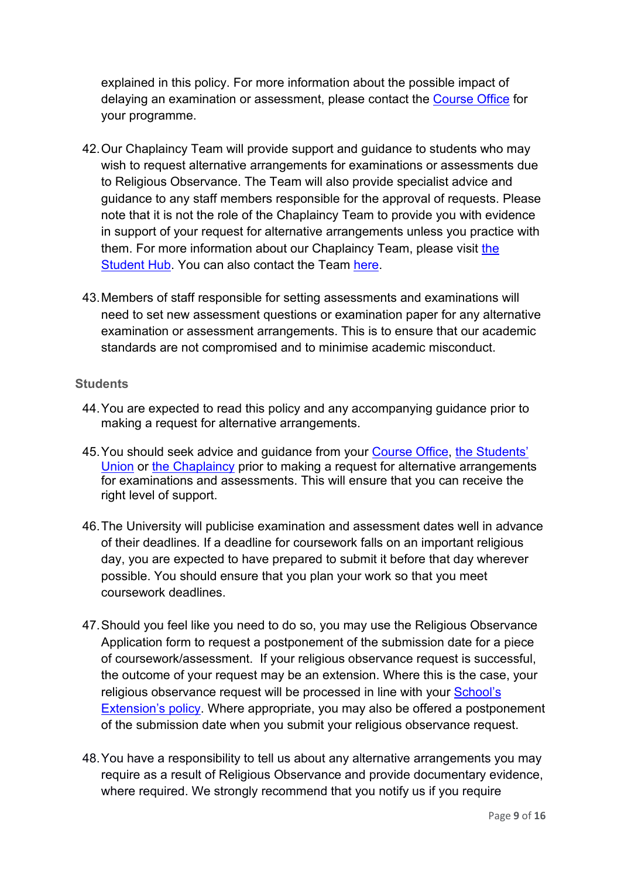explained in this policy. For more information about the possible impact of delaying an examination or assessment, please contact the Course Office for your programme.

42. Our Chaplaincy Team will provide support and guidance to students who may wish to request alternative arrangements for examinations or assessments due to Religious Observance. The Team will also provide specialist advice and guidance to any staff members responsible for the approval of requests. Please note that it is not the role of the Chaplaincy Team to provide you with evidence in support of your request for alternative arrangements unless you practice with them. For more information about our Chaplaincy Team, please visit the Student Hub. You can also contact the Team here.

43. Members of staff responsible for setting assessments and examinations will need to set new assessment questions or examination paper for any alternative examination or assessment arrangements. This is to ensure that our academic standards are not compromised and to minimise academic misconduct.

### Students

44. You are expected to read this policy and any accompanying guidance prior to making a request for alternative arrangements.

45. You should seek advice and guidance from your Course Office, the Students' Union or the Chaplaincy prior to making a request for alternative arrangements for examinations and assessments. This will ensure that you can receive the right level of support.

46. The University will publicise examination and assessment dates well in advance of their deadlines. If a deadline for coursework falls on an important religious day, you are expected to have prepared to submit it before that day wherever possible. You should ensure that you plan your work so that you meet coursework deadlines.

47. Should you feel like you need to do so, you may use the Religious Observance Application form to request a postponement of the submission date for a piece of coursework/assessment. If your religious observance request is successful, the outcome of your request may be an extension. Where this is the case, your religious observance request will be processed in line with your School's Extension's policy. Where appropriate, you may also be offered a postponement of the submission date when you submit your religious observance request.

48. You have a responsibility to tell us about any alternative arrangements you may require as a result of Religious Observance and provide documentary evidence, where required. We strongly recommend that you notify us if you require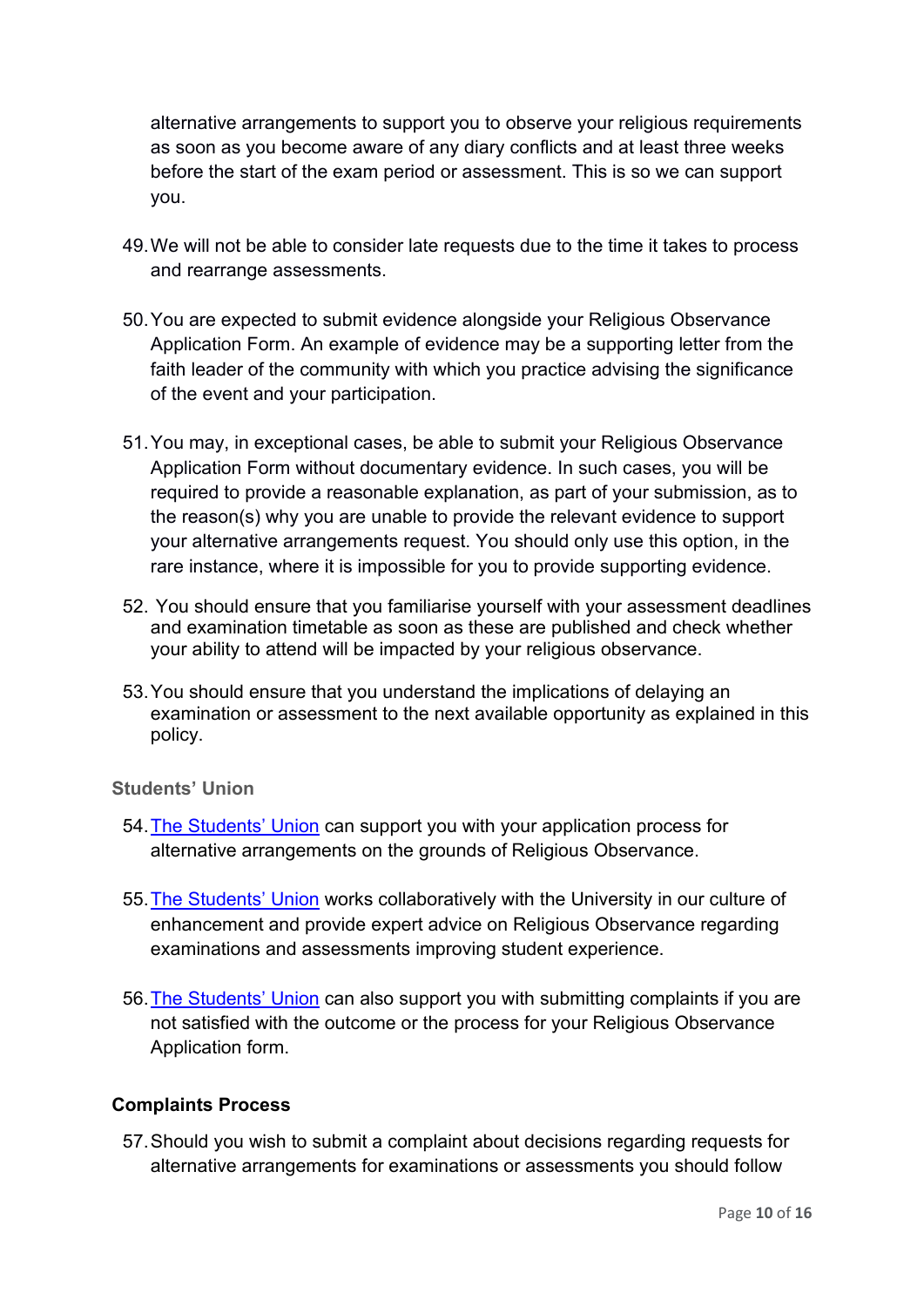alternative arrangements to support you to observe your religious requirements as soon as you become aware of any diary conflicts and at least three weeks before the start of the exam period or assessment. This is so we can support you.

49. We will not be able to consider late requests due to the time it takes to process and rearrange assessments.

50. You are expected to submit evidence alongside your Religious Observance Application Form. An example of evidence may be a supporting letter from the faith leader of the community with which you practice advising the significance of the event and your participation.

51. You may, in exceptional cases, be able to submit your Religious Observance Application Form without documentary evidence. In such cases, you will be required to provide a reasonable explanation, as part of your submission, as to the reason(s) why you are unable to provide the relevant evidence to support your alternative arrangements request. You should only use this option, in the rare instance, where it is impossible for you to provide supporting evidence.

52. You should ensure that you familiarise yourself with your assessment deadlines and examination timetable as soon as these are published and check whether your ability to attend will be impacted by your religious observance.

53. You should ensure that you understand the implications of delaying an examination or assessment to the next available opportunity as explained in this policy.

### Students' Union

54. The Students' Union can support you with your application process for alternative arrangements on the grounds of Religious Observance.

55. The Students' Union works collaboratively with the University in our culture of enhancement and provide expert advice on Religious Observance regarding examinations and assessments improving student experience.

56. The Students' Union can also support you with submitting complaints if you are not satisfied with the outcome or the process for your Religious Observance Application form.

### Complaints Process

57. Should you wish to submit a complaint about decisions regarding requests for alternative arrangements for examinations or assessments you should follow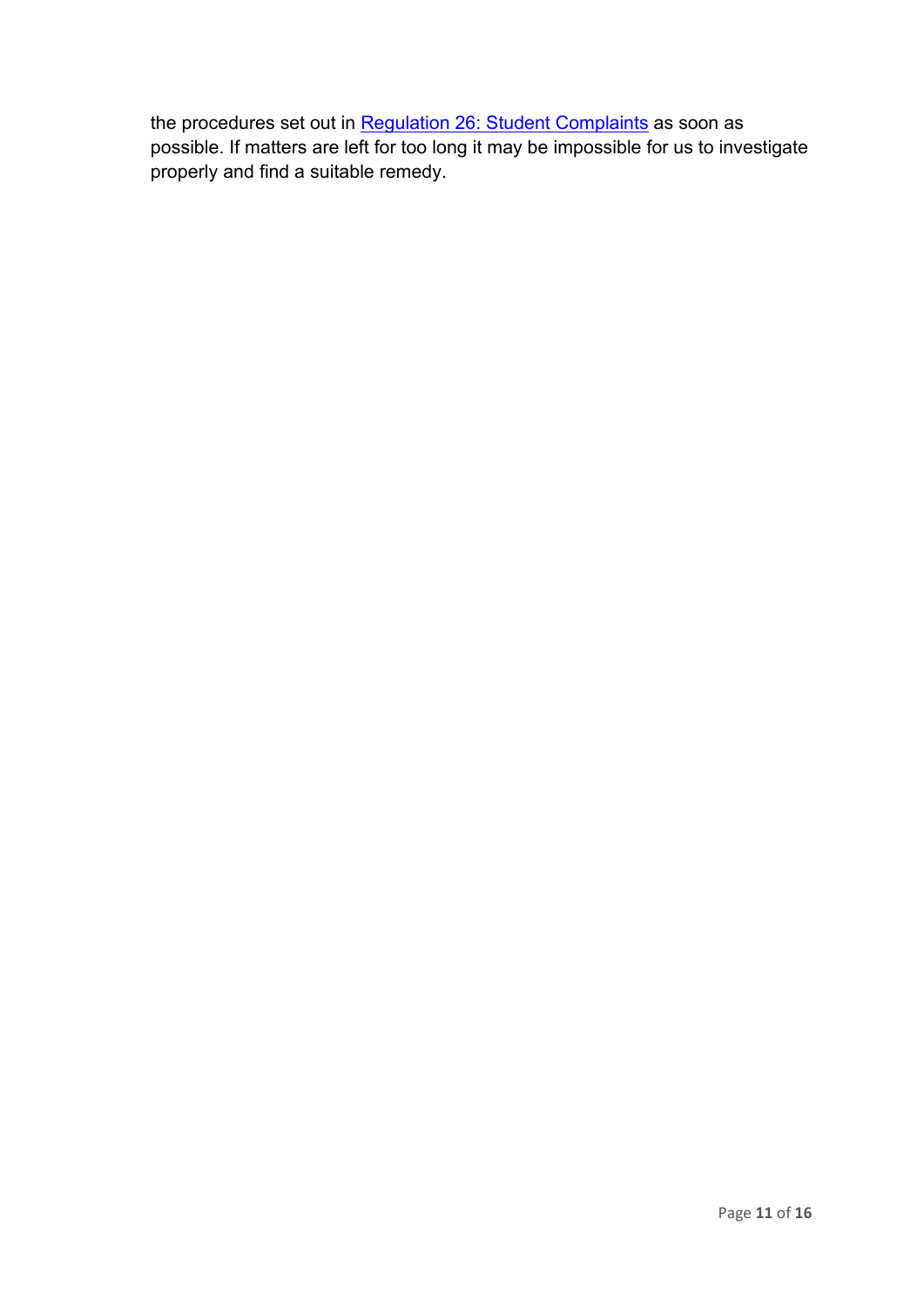the procedures set out in Regulation 26: Student Complaints as soon as possible. If matters are left for too long it may be impossible for us to investigate properly and find a suitable remedy.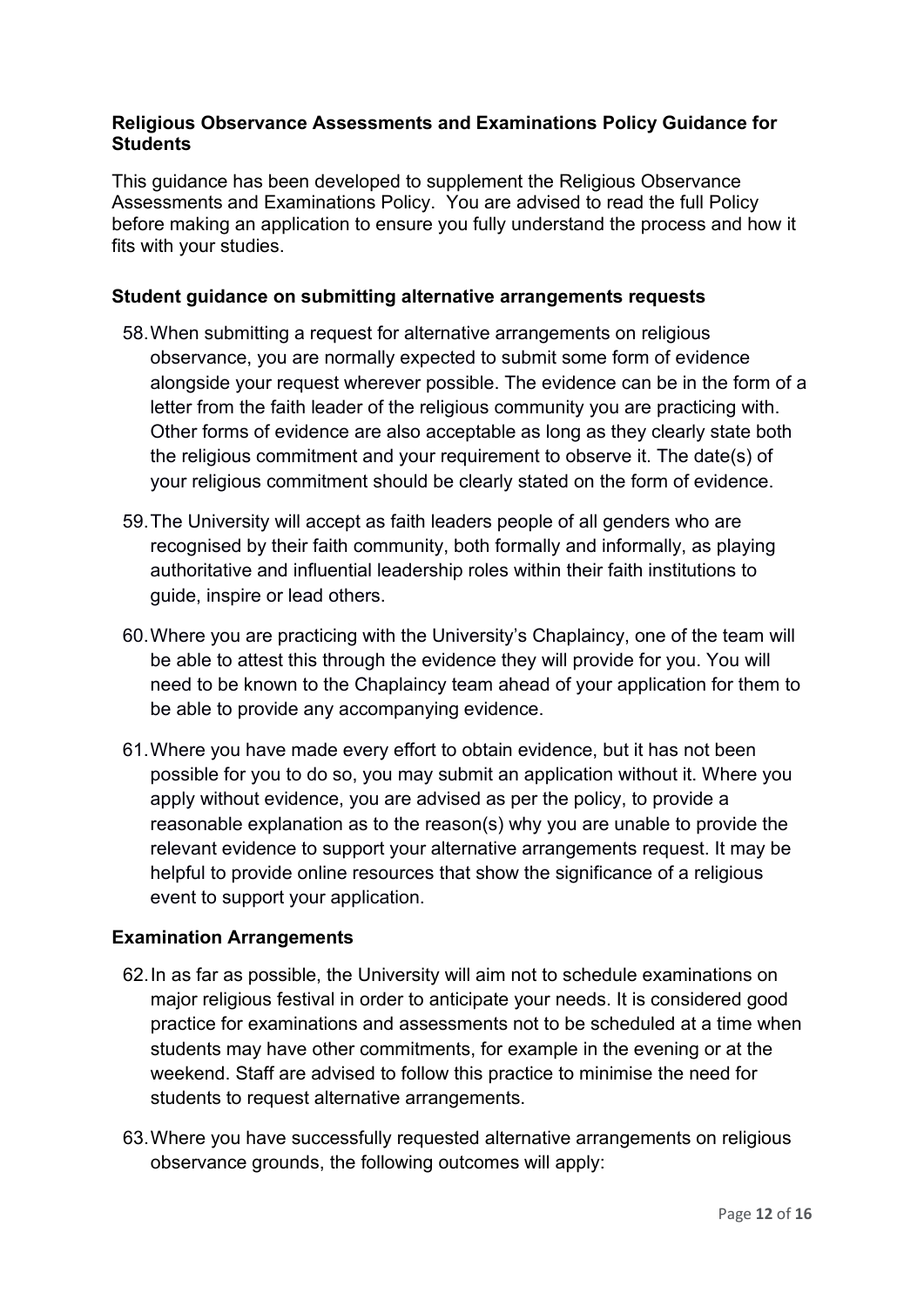**Religious Observance Assessments and Examinations Policy Guidance for Students**

This guidance has been developed to supplement the Religious Observance Assessments and Examinations Policy. You are advised to read the full Policy before making an application to ensure you fully understand the process and how it fits with your studies.

**Student guidance on submitting alternative arrangements requests**

58. When submitting a request for alternative arrangements on religious observance, you are normally expected to submit some form of evidence alongside your request wherever possible. The evidence can be in the form of a letter from the faith leader of the religious community you are practicing with. Other forms of evidence are also acceptable as long as they clearly state both the religious commitment and your requirement to observe it. The date(s) of your religious commitment should be clearly stated on the form of evidence.

59. The University will accept as faith leaders people of all genders who are recognised by their faith community, both formally and informally, as playing authoritative and influential leadership roles within their faith institutions to guide, inspire or lead others.

60. Where you are practicing with the University's Chaplaincy, one of the team will be able to attest this through the evidence they will provide for you. You will need to be known to the Chaplaincy team ahead of your application for them to be able to provide any accompanying evidence.

61. Where you have made every effort to obtain evidence, but it has not been possible for you to do so, you may submit an application without it. Where you apply without evidence, you are advised as per the policy, to provide a reasonable explanation as to the reason(s) why you are unable to provide the relevant evidence to support your alternative arrangements request. It may be helpful to provide online resources that show the significance of a religious event to support your application.

**Examination Arrangements**

62. In as far as possible, the University will aim not to schedule examinations on major religious festival in order to anticipate your needs. It is considered good practice for examinations and assessments not to be scheduled at a time when students may have other commitments, for example in the evening or at the weekend. Staff are advised to follow this practice to minimise the need for students to request alternative arrangements.

63. Where you have successfully requested alternative arrangements on religious observance grounds, the following outcomes will apply: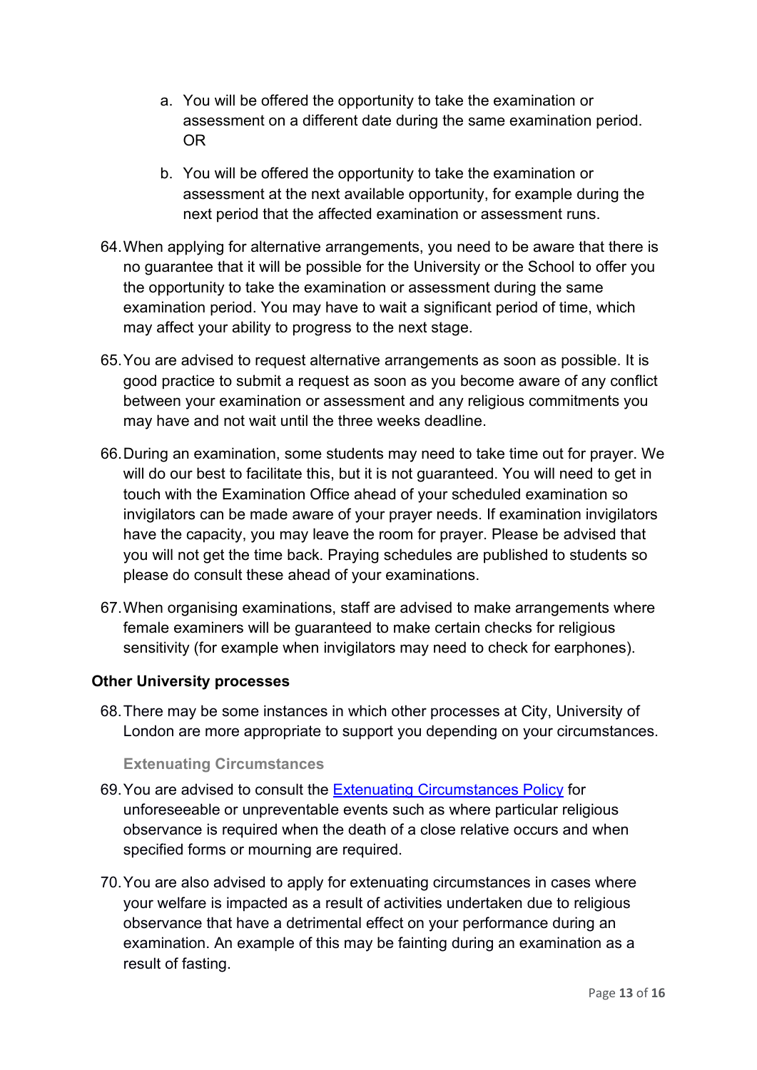a. You will be offered the opportunity to take the examination or assessment on a different date during the same examination period. OR

   b. You will be offered the opportunity to take the examination or assessment at the next available opportunity, for example during the next period that the affected examination or assessment runs.

64. When applying for alternative arrangements, you need to be aware that there is no guarantee that it will be possible for the University or the School to offer you the opportunity to take the examination or assessment during the same examination period. You may have to wait a significant period of time, which may affect your ability to progress to the next stage.

65. You are advised to request alternative arrangements as soon as possible. It is good practice to submit a request as soon as you become aware of any conflict between your examination or assessment and any religious commitments you may have and not wait until the three weeks deadline.

66. During an examination, some students may need to take time out for prayer. We will do our best to facilitate this, but it is not guaranteed. You will need to get in touch with the Examination Office ahead of your scheduled examination so invigilators can be made aware of your prayer needs. If examination invigilators have the capacity, you may leave the room for prayer. Please be advised that you will not get the time back. Praying schedules are published to students so please do consult these ahead of your examinations.

67. When organising examinations, staff are advised to make arrangements where female examiners will be guaranteed to make certain checks for religious sensitivity (for example when invigilators may need to check for earphones).

**Other University processes**

68. There may be some instances in which other processes at City, University of London are more appropriate to support you depending on your circumstances.

#### Extenuating Circumstances

69. You are advised to consult the [Extenuating Circumstances Policy]() for unforeseeable or unpreventable events such as where particular religious observance is required when the death of a close relative occurs and when specified forms or mourning are required.

70. You are also advised to apply for extenuating circumstances in cases where your welfare is impacted as a result of activities undertaken due to religious observance that have a detrimental effect on your performance during an examination. An example of this may be fainting during an examination as a result of fasting.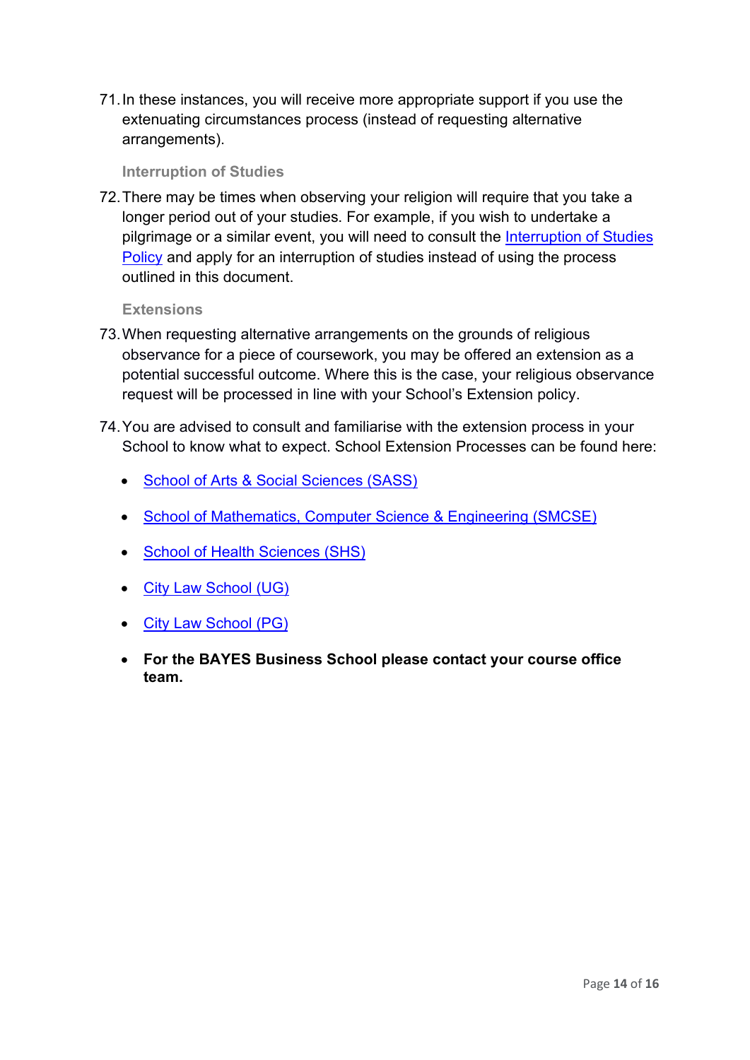71. In these instances, you will receive more appropriate support if you use the extenuating circumstances process (instead of requesting alternative arrangements).

### Interruption of Studies

72. There may be times when observing your religion will require that you take a longer period out of your studies. For example, if you wish to undertake a pilgrimage or a similar event, you will need to consult the Interruption of Studies Policy and apply for an interruption of studies instead of using the process outlined in this document.

### Extensions

73. When requesting alternative arrangements on the grounds of religious observance for a piece of coursework, you may be offered an extension as a potential successful outcome. Where this is the case, your religious observance request will be processed in line with your School's Extension policy.

74. You are advised to consult and familiarise with the extension process in your School to know what to expect. School Extension Processes can be found here:

    - School of Arts & Social Sciences (SASS)
    - School of Mathematics, Computer Science & Engineering (SMCSE)
    - School of Health Sciences (SHS)
    - City Law School (UG)
    - City Law School (PG)
    - **For the BAYES Business School please contact your course office team.**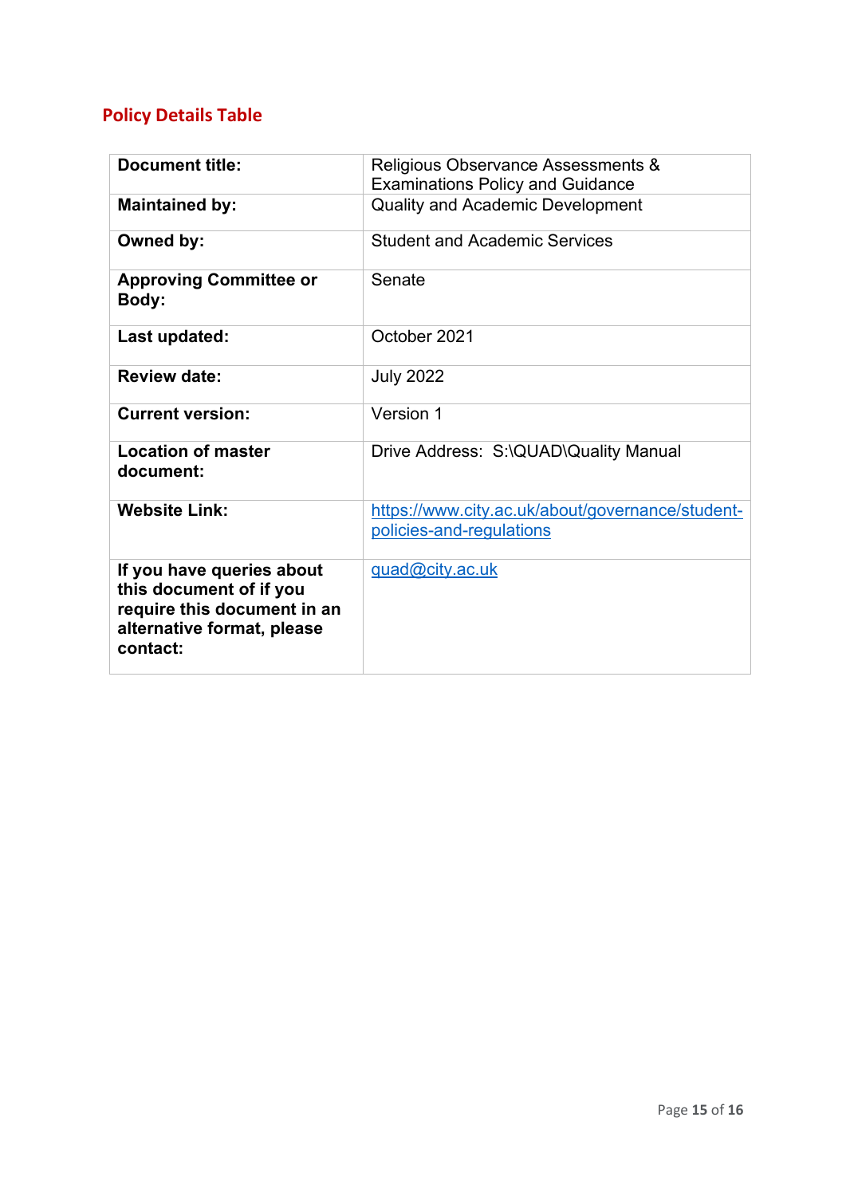## Policy Details Table

| **Document title:** | Religious Observance Assessments & Examinations Policy and Guidance |
|---|---|
| **Maintained by:** | Quality and Academic Development |
| **Owned by:** | Student and Academic Services |
| **Approving Committee or Body:** | Senate |
| **Last updated:** | October 2021 |
| **Review date:** | July 2022 |
| **Current version:** | Version 1 |
| **Location of master document:** | Drive Address:  S:\QUAD\Quality Manual |
| **Website Link:** | [https://www.city.ac.uk/about/governance/student-policies-and-regulations](https://www.city.ac.uk/about/governance/student-policies-and-regulations) |
| **If you have queries about this document of if you require this document in an alternative format, please contact:** | [quad@city.ac.uk](mailto:quad@city.ac.uk) |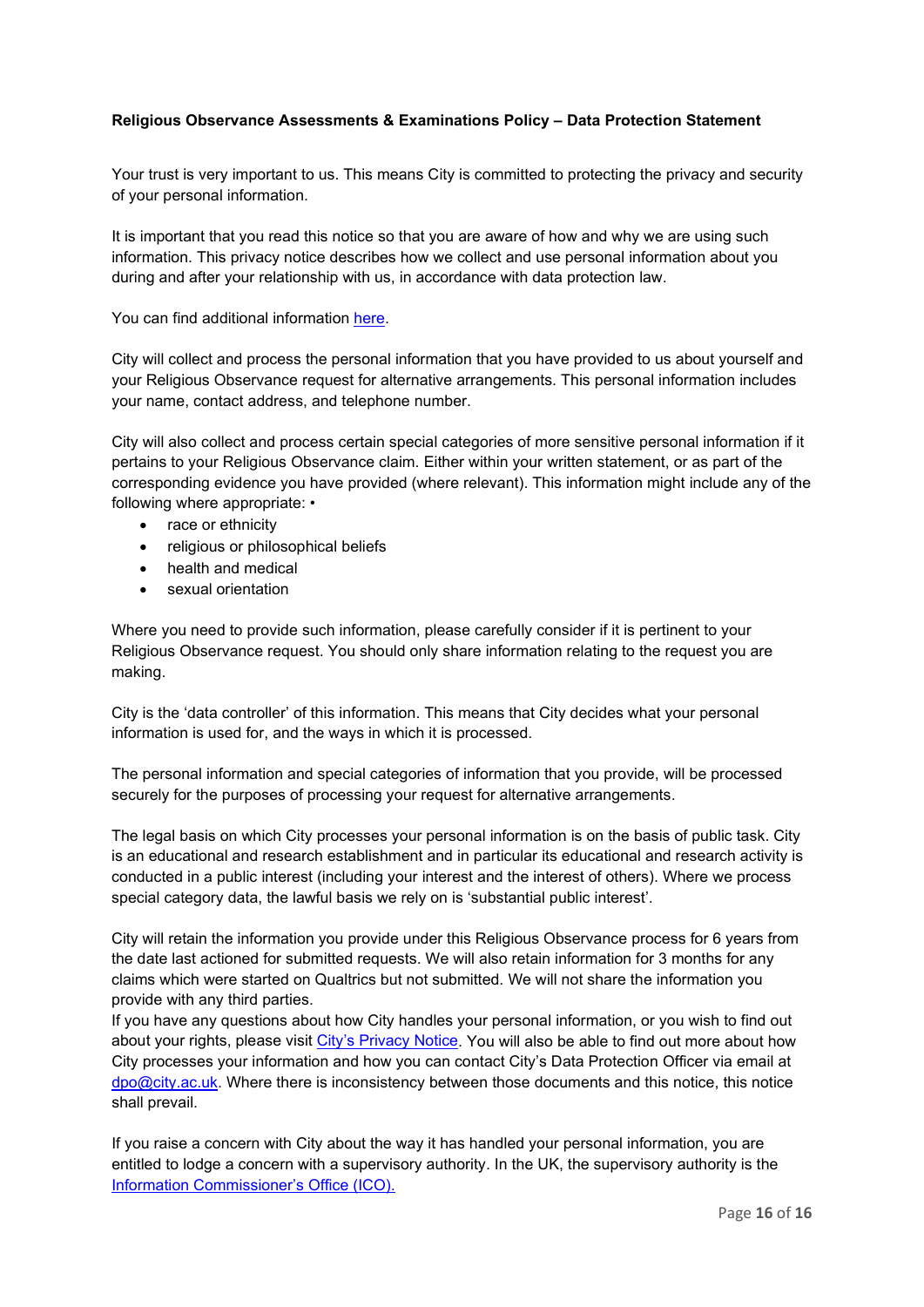**Religious Observance Assessments & Examinations Policy – Data Protection Statement**

Your trust is very important to us. This means City is committed to protecting the privacy and security of your personal information.

It is important that you read this notice so that you are aware of how and why we are using such information. This privacy notice describes how we collect and use personal information about you during and after your relationship with us, in accordance with data protection law.

You can find additional information here.

City will collect and process the personal information that you have provided to us about yourself and your Religious Observance request for alternative arrangements. This personal information includes your name, contact address, and telephone number.

City will also collect and process certain special categories of more sensitive personal information if it pertains to your Religious Observance claim. Either within your written statement, or as part of the corresponding evidence you have provided (where relevant). This information might include any of the following where appropriate: •

- race or ethnicity
- religious or philosophical beliefs
- health and medical
- sexual orientation

Where you need to provide such information, please carefully consider if it is pertinent to your Religious Observance request. You should only share information relating to the request you are making.

City is the 'data controller' of this information. This means that City decides what your personal information is used for, and the ways in which it is processed.

The personal information and special categories of information that you provide, will be processed securely for the purposes of processing your request for alternative arrangements.

The legal basis on which City processes your personal information is on the basis of public task. City is an educational and research establishment and in particular its educational and research activity is conducted in a public interest (including your interest and the interest of others). Where we process special category data, the lawful basis we rely on is 'substantial public interest'.

City will retain the information you provide under this Religious Observance process for 6 years from the date last actioned for submitted requests. We will also retain information for 3 months for any claims which were started on Qualtrics but not submitted. We will not share the information you provide with any third parties.
If you have any questions about how City handles your personal information, or you wish to find out about your rights, please visit City's Privacy Notice. You will also be able to find out more about how City processes your information and how you can contact City's Data Protection Officer via email at dpo@city.ac.uk. Where there is inconsistency between those documents and this notice, this notice shall prevail.

If you raise a concern with City about the way it has handled your personal information, you are entitled to lodge a concern with a supervisory authority. In the UK, the supervisory authority is the Information Commissioner's Office (ICO).